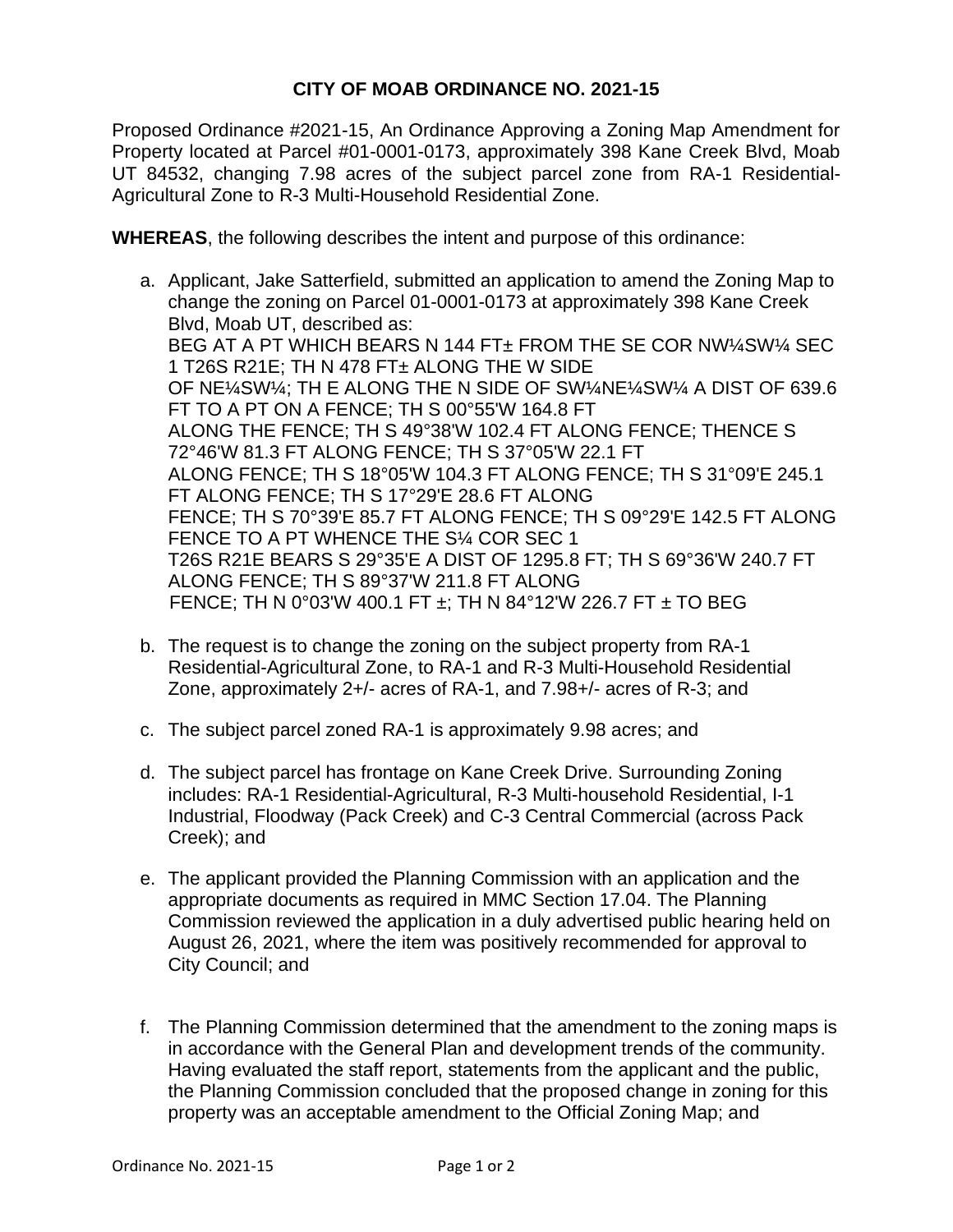# CITY OF MOAB ORDINANCE NO. 2021-15

Proposed Ordinance #2021-15, An Ordinance Approving a Zoning Map Amendment for Property located at Parcel #01-0001-0173, approximately 398 Kane Creek Blvd, Moab UT 84532, changing 7.98 acres of the subject parcel zone from RA-1 Residential-Agricultural Zone to R-3 Multi-Household Residential Zone.

**WHEREAS**, the following describes the intent and purpose of this ordinance:

a. Applicant, Jake Satterfield, submitted an application to amend the Zoning Map to change the zoning on Parcel 01-0001-0173 at approximately 398 Kane Creek Blvd, Moab UT, described as:
   BEG AT A PT WHICH BEARS N 144 FT± FROM THE SE COR NW¼SW¼ SEC 1 T26S R21E; TH N 478 FT± ALONG THE W SIDE OF NE¼SW¼; TH E ALONG THE N SIDE OF SW¼NE¼SW¼ A DIST OF 639.6 FT TO A PT ON A FENCE; TH S 00°55'W 164.8 FT ALONG THE FENCE; TH S 49°38'W 102.4 FT ALONG FENCE; THENCE S 72°46'W 81.3 FT ALONG FENCE; TH S 37°05'W 22.1 FT ALONG FENCE; TH S 18°05'W 104.3 FT ALONG FENCE; TH S 31°09'E 245.1 FT ALONG FENCE; TH S 17°29'E 28.6 FT ALONG FENCE; TH S 70°39'E 85.7 FT ALONG FENCE; TH S 09°29'E 142.5 FT ALONG FENCE TO A PT WHENCE THE S¼ COR SEC 1 T26S R21E BEARS S 29°35'E A DIST OF 1295.8 FT; TH S 69°36'W 240.7 FT ALONG FENCE; TH S 89°37'W 211.8 FT ALONG FENCE; TH N 0°03'W 400.1 FT ±; TH N 84°12'W 226.7 FT ± TO BEG

b. The request is to change the zoning on the subject property from RA-1 Residential-Agricultural Zone, to RA-1 and R-3 Multi-Household Residential Zone, approximately 2+/- acres of RA-1, and 7.98+/- acres of R-3; and

c. The subject parcel zoned RA-1 is approximately 9.98 acres; and

d. The subject parcel has frontage on Kane Creek Drive. Surrounding Zoning includes: RA-1 Residential-Agricultural, R-3 Multi-household Residential, I-1 Industrial, Floodway (Pack Creek) and C-3 Central Commercial (across Pack Creek); and

e. The applicant provided the Planning Commission with an application and the appropriate documents as required in MMC Section 17.04. The Planning Commission reviewed the application in a duly advertised public hearing held on August 26, 2021, where the item was positively recommended for approval to City Council; and

f. The Planning Commission determined that the amendment to the zoning maps is in accordance with the General Plan and development trends of the community. Having evaluated the staff report, statements from the applicant and the public, the Planning Commission concluded that the proposed change in zoning for this property was an acceptable amendment to the Official Zoning Map; and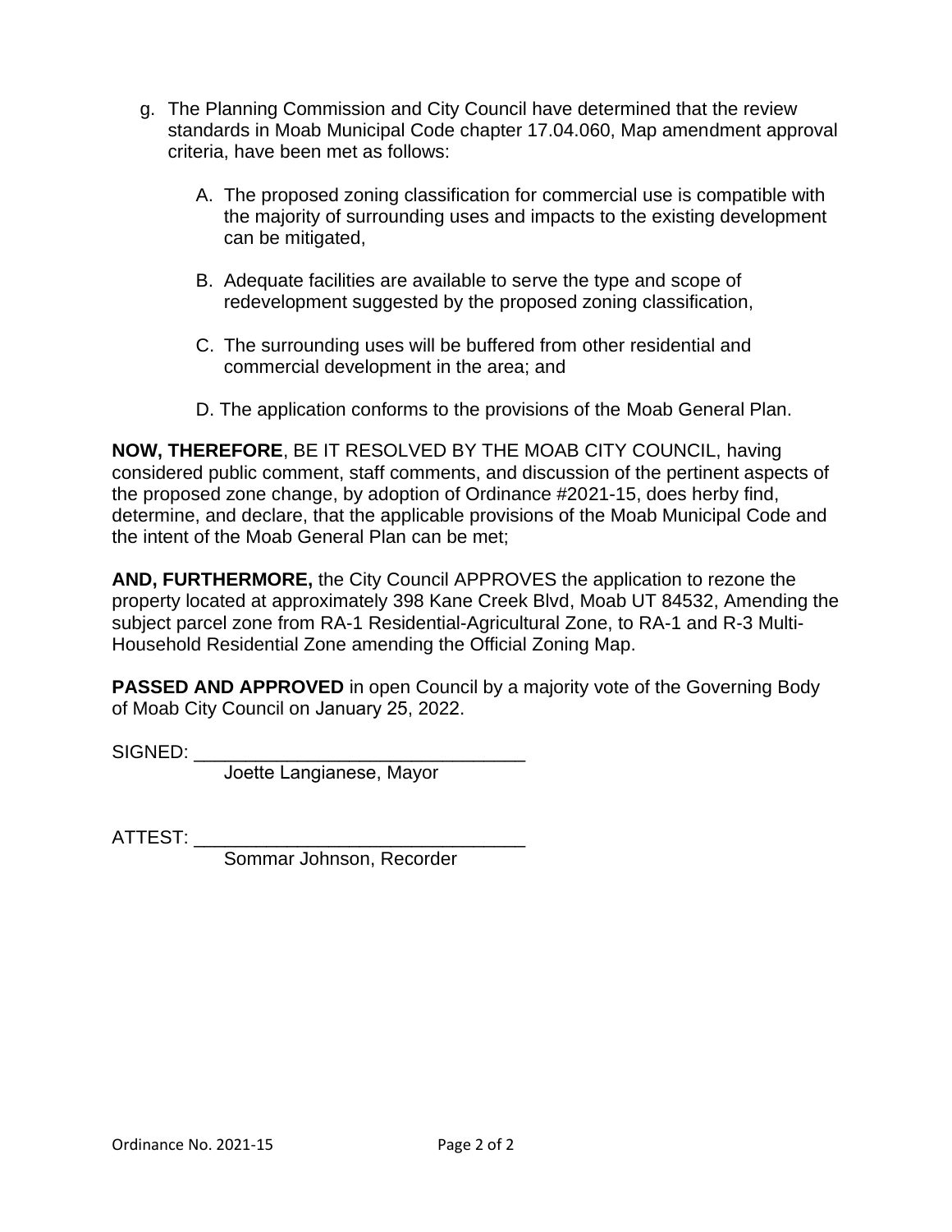g. The Planning Commission and City Council have determined that the review standards in Moab Municipal Code chapter 17.04.060, Map amendment approval criteria, have been met as follows:

   A. The proposed zoning classification for commercial use is compatible with the majority of surrounding uses and impacts to the existing development can be mitigated,

   B. Adequate facilities are available to serve the type and scope of redevelopment suggested by the proposed zoning classification,

   C. The surrounding uses will be buffered from other residential and commercial development in the area; and

   D. The application conforms to the provisions of the Moab General Plan.

**NOW, THEREFORE**, BE IT RESOLVED BY THE MOAB CITY COUNCIL, having considered public comment, staff comments, and discussion of the pertinent aspects of the proposed zone change, by adoption of Ordinance #2021-15, does herby find, determine, and declare, that the applicable provisions of the Moab Municipal Code and the intent of the Moab General Plan can be met;

**AND, FURTHERMORE,** the City Council APPROVES the application to rezone the property located at approximately 398 Kane Creek Blvd, Moab UT 84532, Amending the subject parcel zone from RA-1 Residential-Agricultural Zone, to RA-1 and R-3 Multi-Household Residential Zone amending the Official Zoning Map.

**PASSED AND APPROVED** in open Council by a majority vote of the Governing Body of Moab City Council on January 25, 2022.

SIGNED: \_\_\_\_\_\_\_\_\_\_\_\_\_\_\_\_\_\_\_\_\_\_\_\_\_\_\_\_\_\_\_\_
Joette Langianese, Mayor

ATTEST: \_\_\_\_\_\_\_\_\_\_\_\_\_\_\_\_\_\_\_\_\_\_\_\_\_\_\_\_\_\_\_\_
Sommar Johnson, Recorder